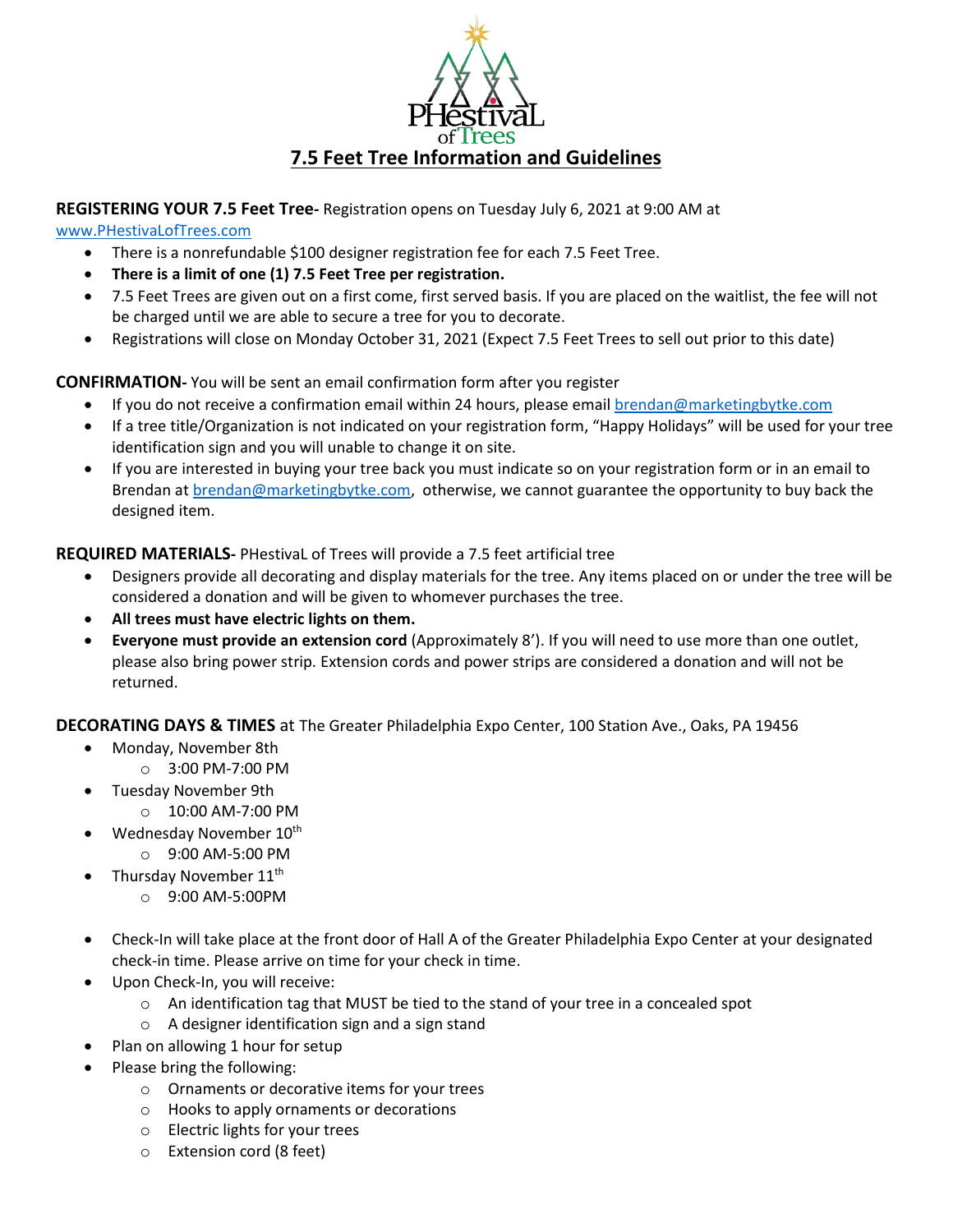PHestivaL of Trees

# 7.5 Feet Tree Information and Guidelines

**REGISTERING YOUR 7.5 Feet Tree-** Registration opens on Tuesday July 6, 2021 at 9:00 AM at [www.PHestivaLofTrees.com](http://www.PHestivaLofTrees.com)

- There is a nonrefundable $100 designer registration fee for each 7.5 Feet Tree.
- **There is a limit of one (1) 7.5 Feet Tree per registration.**
- 7.5 Feet Trees are given out on a first come, first served basis. If you are placed on the waitlist, the fee will not be charged until we are able to secure a tree for you to decorate.
- Registrations will close on Monday October 31, 2021 (Expect 7.5 Feet Trees to sell out prior to this date)

**CONFIRMATION-** You will be sent an email confirmation form after you register

- If you do not receive a confirmation email within 24 hours, please email [brendan@marketingbytke.com](mailto:brendan@marketingbytke.com)
- If a tree title/Organization is not indicated on your registration form, "Happy Holidays" will be used for your tree identification sign and you will unable to change it on site.
- If you are interested in buying your tree back you must indicate so on your registration form or in an email to Brendan at [brendan@marketingbytke.com](mailto:brendan@marketingbytke.com), otherwise, we cannot guarantee the opportunity to buy back the designed item.

**REQUIRED MATERIALS-** PHestivaL of Trees will provide a 7.5 feet artificial tree

- Designers provide all decorating and display materials for the tree. Any items placed on or under the tree will be considered a donation and will be given to whomever purchases the tree.
- **All trees must have electric lights on them.**
- **Everyone must provide an extension cord** (Approximately 8'). If you will need to use more than one outlet, please also bring power strip. Extension cords and power strips are considered a donation and will not be returned.

**DECORATING DAYS & TIMES** at The Greater Philadelphia Expo Center, 100 Station Ave., Oaks, PA 19456

- Monday, November 8th
  - 3:00 PM-7:00 PM
- Tuesday November 9th
  - 10:00 AM-7:00 PM
- Wednesday November 10th
  - 9:00 AM-5:00 PM
- Thursday November 11th
  - 9:00 AM-5:00PM

- Check-In will take place at the front door of Hall A of the Greater Philadelphia Expo Center at your designated check-in time. Please arrive on time for your check in time.
- Upon Check-In, you will receive:
  - An identification tag that MUST be tied to the stand of your tree in a concealed spot
  - A designer identification sign and a sign stand
- Plan on allowing 1 hour for setup
- Please bring the following:
  - Ornaments or decorative items for your trees
  - Hooks to apply ornaments or decorations
  - Electric lights for your trees
  - Extension cord (8 feet)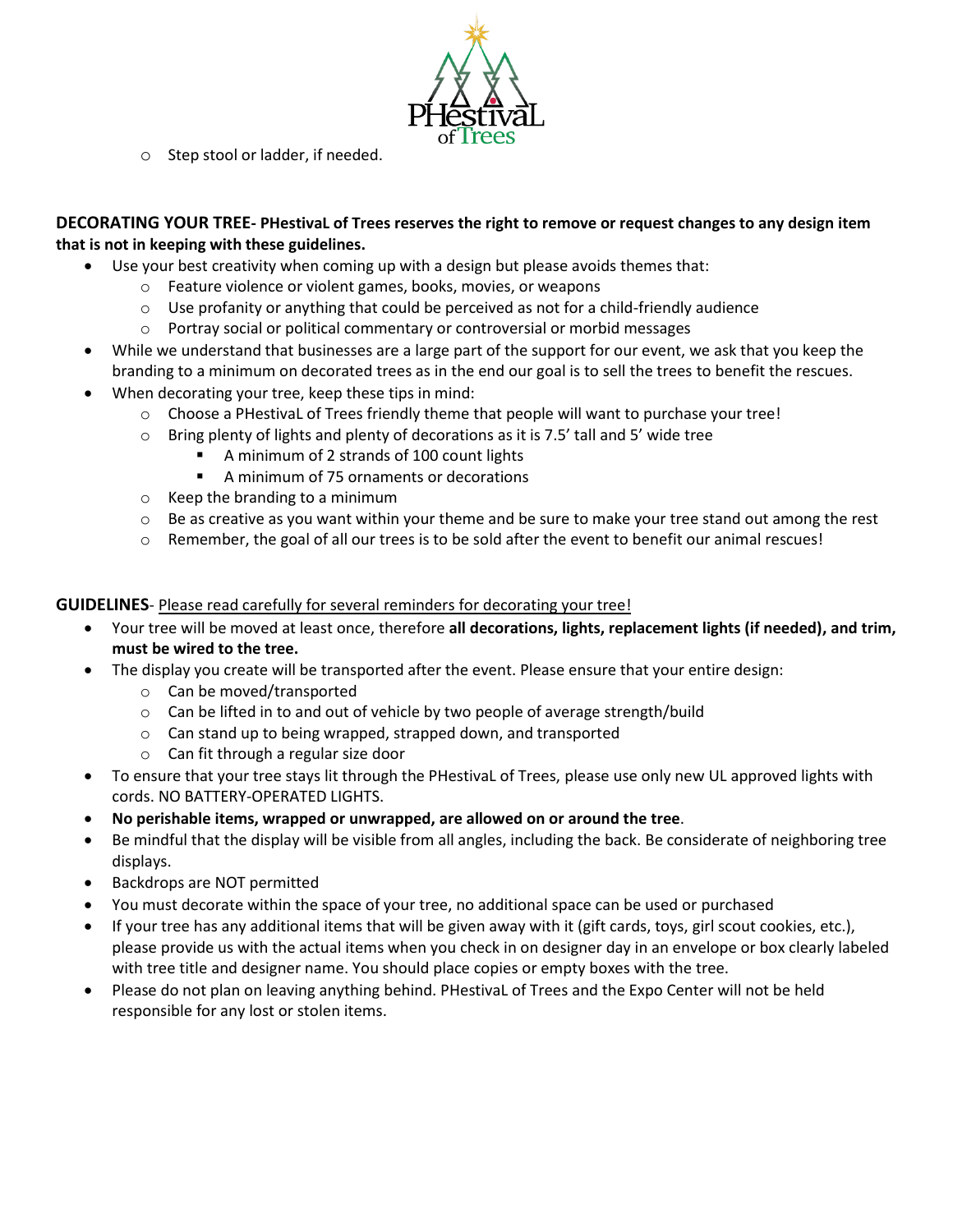- Step stool or ladder, if needed.

**DECORATING YOUR TREE- PHestivaL of Trees reserves the right to remove or request changes to any design item that is not in keeping with these guidelines.**

- Use your best creativity when coming up with a design but please avoids themes that:
  - Feature violence or violent games, books, movies, or weapons
  - Use profanity or anything that could be perceived as not for a child-friendly audience
  - Portray social or political commentary or controversial or morbid messages
- While we understand that businesses are a large part of the support for our event, we ask that you keep the branding to a minimum on decorated trees as in the end our goal is to sell the trees to benefit the rescues.
- When decorating your tree, keep these tips in mind:
  - Choose a PHestivaL of Trees friendly theme that people will want to purchase your tree!
  - Bring plenty of lights and plenty of decorations as it is 7.5' tall and 5' wide tree
    - A minimum of 2 strands of 100 count lights
    - A minimum of 75 ornaments or decorations
  - Keep the branding to a minimum
  - Be as creative as you want within your theme and be sure to make your tree stand out among the rest
  - Remember, the goal of all our trees is to be sold after the event to benefit our animal rescues!

**GUIDELINES**- Please read carefully for several reminders for decorating your tree!

- Your tree will be moved at least once, therefore **all decorations, lights, replacement lights (if needed), and trim, must be wired to the tree.**
- The display you create will be transported after the event. Please ensure that your entire design:
  - Can be moved/transported
  - Can be lifted in to and out of vehicle by two people of average strength/build
  - Can stand up to being wrapped, strapped down, and transported
  - Can fit through a regular size door
- To ensure that your tree stays lit through the PHestivaL of Trees, please use only new UL approved lights with cords. NO BATTERY-OPERATED LIGHTS.
- **No perishable items, wrapped or unwrapped, are allowed on or around the tree**.
- Be mindful that the display will be visible from all angles, including the back. Be considerate of neighboring tree displays.
- Backdrops are NOT permitted
- You must decorate within the space of your tree, no additional space can be used or purchased
- If your tree has any additional items that will be given away with it (gift cards, toys, girl scout cookies, etc.), please provide us with the actual items when you check in on designer day in an envelope or box clearly labeled with tree title and designer name. You should place copies or empty boxes with the tree.
- Please do not plan on leaving anything behind. PHestivaL of Trees and the Expo Center will not be held responsible for any lost or stolen items.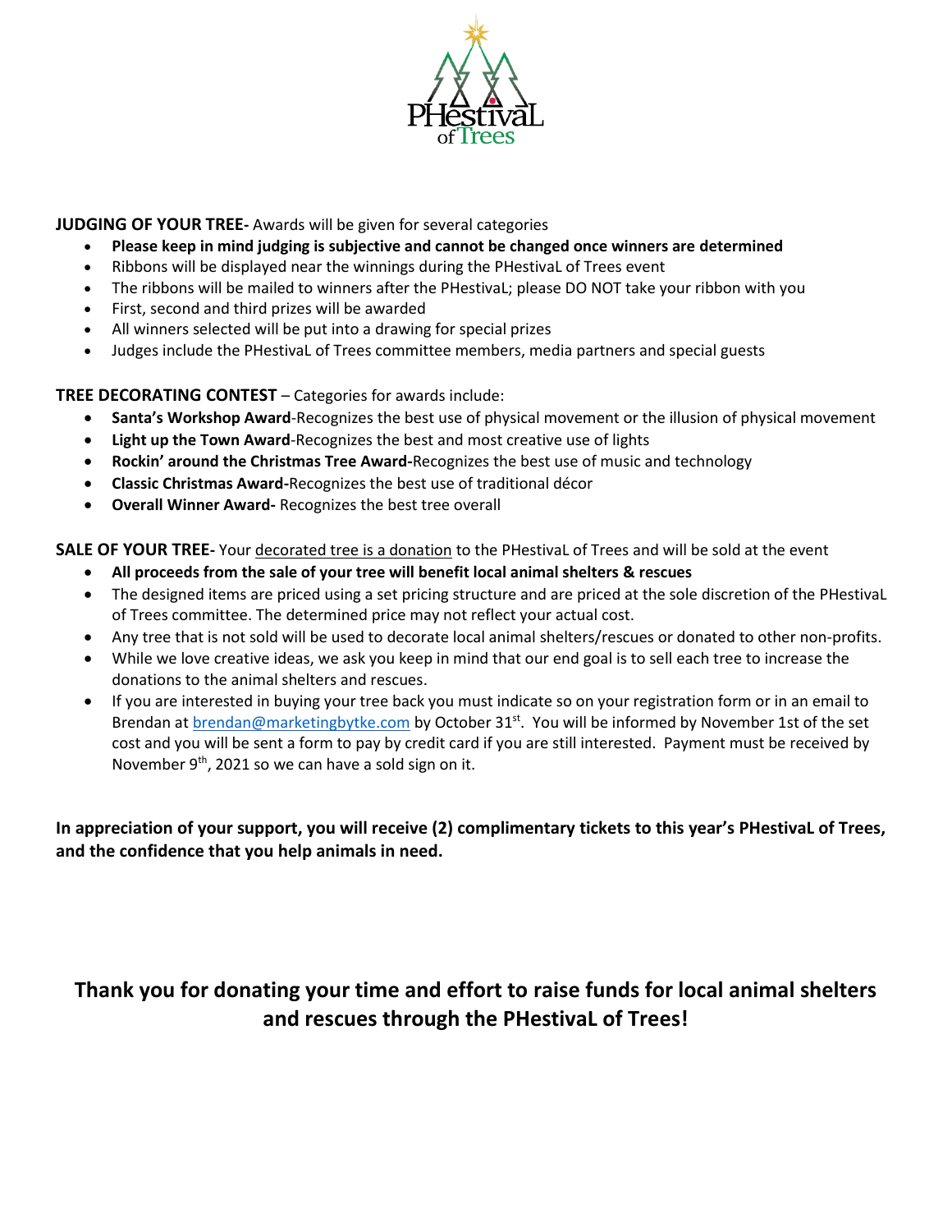PHestivaL of Trees

**JUDGING OF YOUR TREE-** Awards will be given for several categories

- **Please keep in mind judging is subjective and cannot be changed once winners are determined**
- Ribbons will be displayed near the winnings during the PHestivaL of Trees event
- The ribbons will be mailed to winners after the PHestivaL; please DO NOT take your ribbon with you
- First, second and third prizes will be awarded
- All winners selected will be put into a drawing for special prizes
- Judges include the PHestivaL of Trees committee members, media partners and special guests

**TREE DECORATING CONTEST** – Categories for awards include:

- **Santa's Workshop Award**-Recognizes the best use of physical movement or the illusion of physical movement
- **Light up the Town Award**-Recognizes the best and most creative use of lights
- **Rockin' around the Christmas Tree Award-**Recognizes the best use of music and technology
- **Classic Christmas Award-**Recognizes the best use of traditional décor
- **Overall Winner Award-** Recognizes the best tree overall

**SALE OF YOUR TREE-** Your decorated tree is a donation to the PHestivaL of Trees and will be sold at the event

- **All proceeds from the sale of your tree will benefit local animal shelters & rescues**
- The designed items are priced using a set pricing structure and are priced at the sole discretion of the PHestivaL of Trees committee. The determined price may not reflect your actual cost.
- Any tree that is not sold will be used to decorate local animal shelters/rescues or donated to other non-profits.
- While we love creative ideas, we ask you keep in mind that our end goal is to sell each tree to increase the donations to the animal shelters and rescues.
- If you are interested in buying your tree back you must indicate so on your registration form or in an email to Brendan at brendan@marketingbytke.com by October 31st. You will be informed by November 1st of the set cost and you will be sent a form to pay by credit card if you are still interested. Payment must be received by November 9th, 2021 so we can have a sold sign on it.

**In appreciation of your support, you will receive (2) complimentary tickets to this year's PHestivaL of Trees, and the confidence that you help animals in need.**

## Thank you for donating your time and effort to raise funds for local animal shelters and rescues through the PHestivaL of Trees!